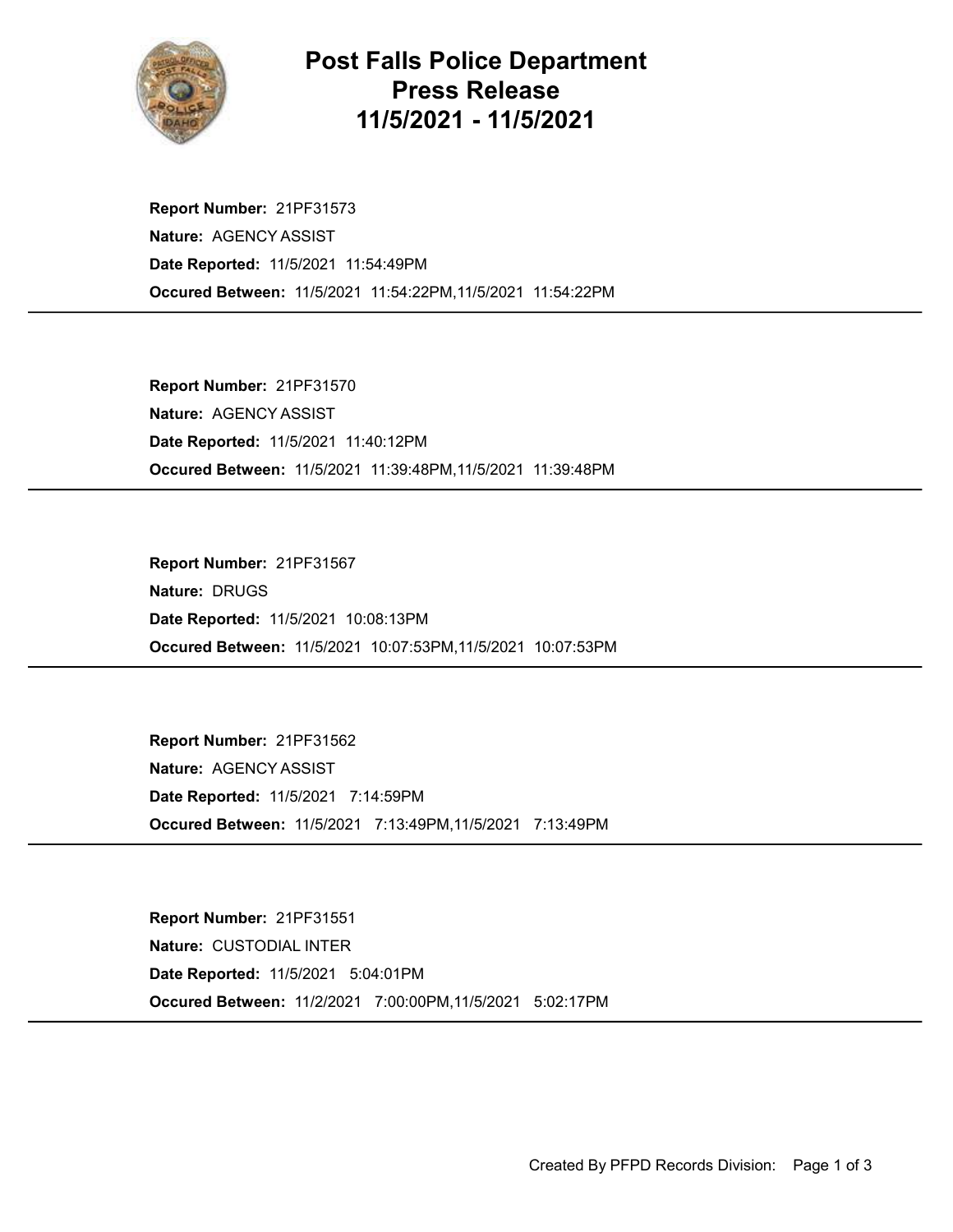# Post Falls Police Department
## Press Release
## 11/5/2021 - 11/5/2021

**Report Number:** 21PF31573
**Nature:** AGENCY ASSIST
**Date Reported:** 11/5/2021 11:54:49PM
**Occured Between:** 11/5/2021 11:54:22PM,11/5/2021 11:54:22PM

---

**Report Number:** 21PF31570
**Nature:** AGENCY ASSIST
**Date Reported:** 11/5/2021 11:40:12PM
**Occured Between:** 11/5/2021 11:39:48PM,11/5/2021 11:39:48PM

---

**Report Number:** 21PF31567
**Nature:** DRUGS
**Date Reported:** 11/5/2021 10:08:13PM
**Occured Between:** 11/5/2021 10:07:53PM,11/5/2021 10:07:53PM

---

**Report Number:** 21PF31562
**Nature:** AGENCY ASSIST
**Date Reported:** 11/5/2021 7:14:59PM
**Occured Between:** 11/5/2021 7:13:49PM,11/5/2021 7:13:49PM

---

**Report Number:** 21PF31551
**Nature:** CUSTODIAL INTER
**Date Reported:** 11/5/2021 5:04:01PM
**Occured Between:** 11/2/2021 7:00:00PM,11/5/2021 5:02:17PM

---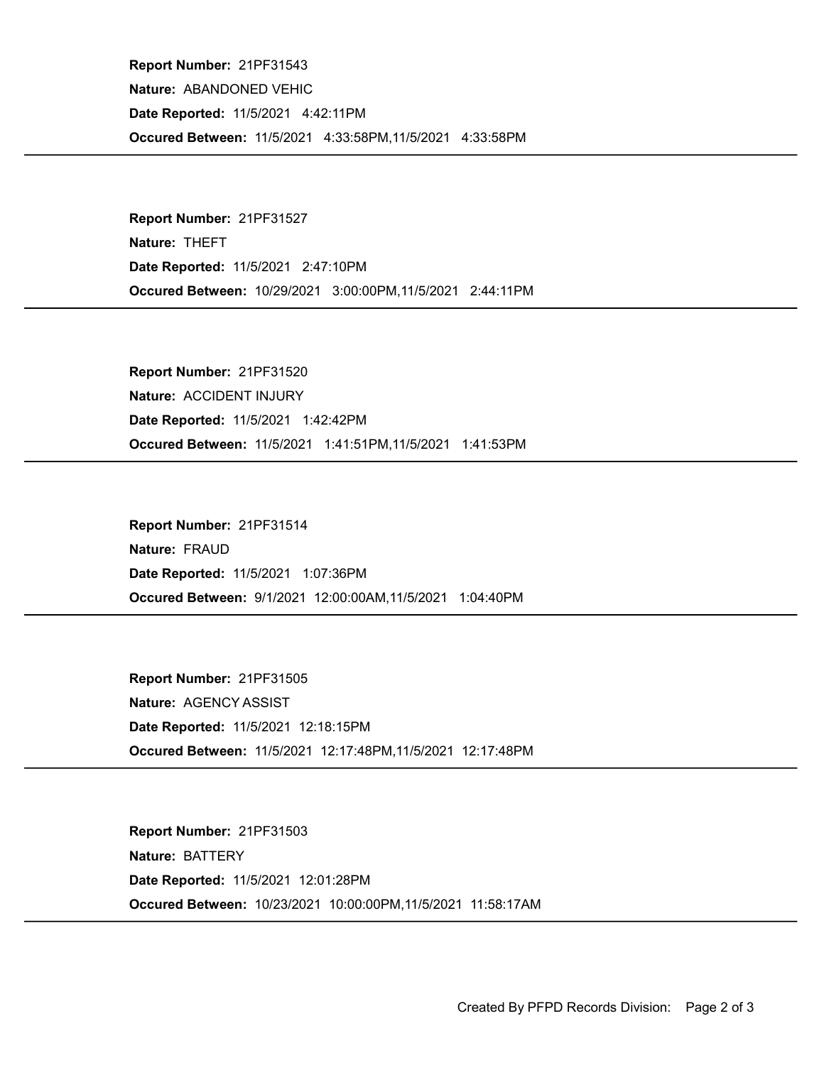**Report Number:** 21PF31543
**Nature:** ABANDONED VEHIC
**Date Reported:** 11/5/2021 4:42:11PM
**Occured Between:** 11/5/2021 4:33:58PM,11/5/2021 4:33:58PM

---

**Report Number:** 21PF31527
**Nature:** THEFT
**Date Reported:** 11/5/2021 2:47:10PM
**Occured Between:** 10/29/2021 3:00:00PM,11/5/2021 2:44:11PM

---

**Report Number:** 21PF31520
**Nature:** ACCIDENT INJURY
**Date Reported:** 11/5/2021 1:42:42PM
**Occured Between:** 11/5/2021 1:41:51PM,11/5/2021 1:41:53PM

---

**Report Number:** 21PF31514
**Nature:** FRAUD
**Date Reported:** 11/5/2021 1:07:36PM
**Occured Between:** 9/1/2021 12:00:00AM,11/5/2021 1:04:40PM

---

**Report Number:** 21PF31505
**Nature:** AGENCY ASSIST
**Date Reported:** 11/5/2021 12:18:15PM
**Occured Between:** 11/5/2021 12:17:48PM,11/5/2021 12:17:48PM

---

**Report Number:** 21PF31503
**Nature:** BATTERY
**Date Reported:** 11/5/2021 12:01:28PM
**Occured Between:** 10/23/2021 10:00:00PM,11/5/2021 11:58:17AM

---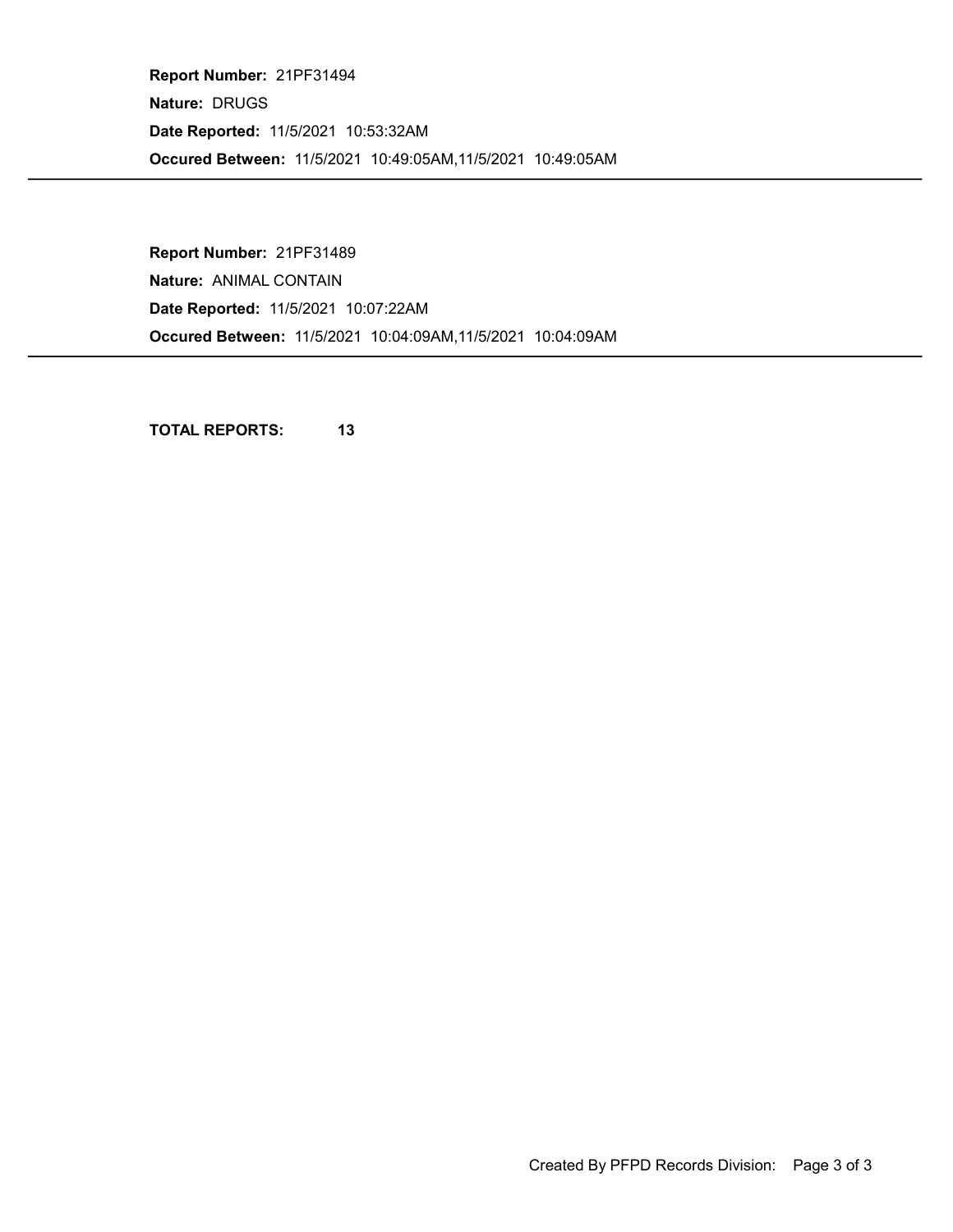**Report Number:** 21PF31494

**Nature:** DRUGS

**Date Reported:** 11/5/2021 10:53:32AM

**Occured Between:** 11/5/2021 10:49:05AM,11/5/2021 10:49:05AM

---

**Report Number:** 21PF31489

**Nature:** ANIMAL CONTAIN

**Date Reported:** 11/5/2021 10:07:22AM

**Occured Between:** 11/5/2021 10:04:09AM,11/5/2021 10:04:09AM

---

**TOTAL REPORTS: 13**

Created By PFPD Records Division: